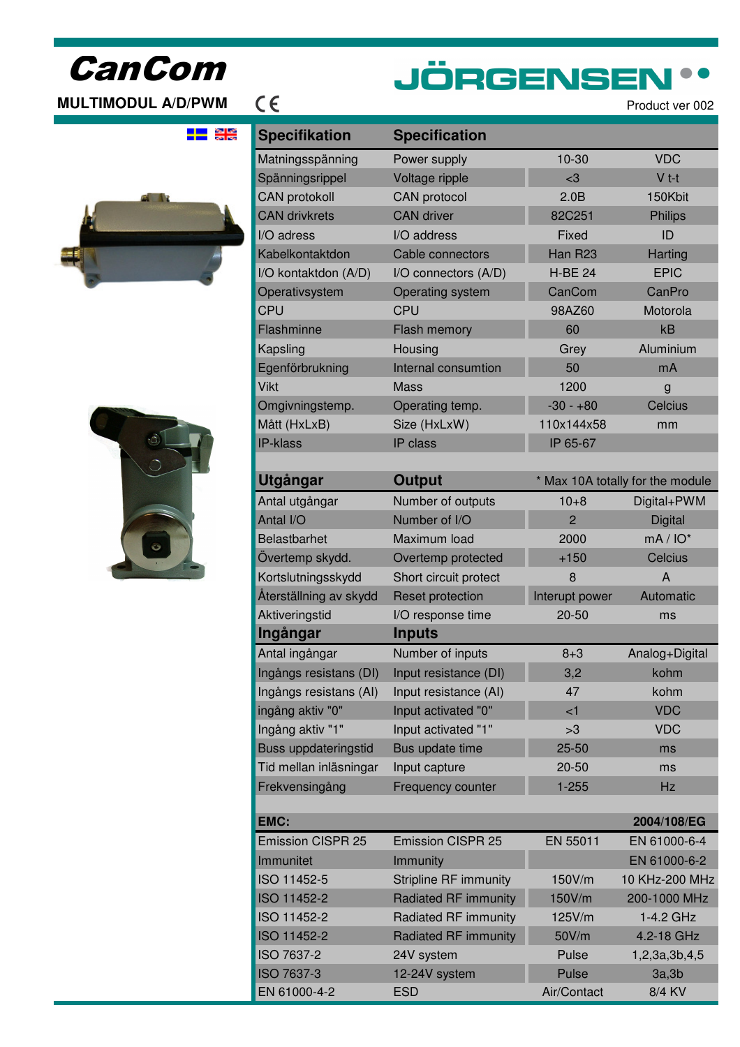# CanCom

**MULTIMODUL A/D/PWM**

CE

JÖRGENSEN

Product ver 002

| Specifikation | Specification | | |
|---|---|---|---|
| Matningsspänning | Power supply | 10-30 | VDC |
| Spänningsrippel | Voltage ripple | <3 | V t-t |
| CAN protokoll | CAN protocol | 2.0B | 150Kbit |
| CAN drivkrets | CAN driver | 82C251 | Philips |
| I/O adress | I/O address | Fixed | ID |
| Kabelkontaktdon | Cable connectors | Han R23 | Harting |
| I/O kontaktdon (A/D) | I/O connectors (A/D) | H-BE 24 | EPIC |
| Operativsystem | Operating system | CanCom | CanPro |
| CPU | CPU | 98AZ60 | Motorola |
| Flashminne | Flash memory | 60 | kB |
| Kapsling | Housing | Grey | Aluminium |
| Egenförbrukning | Internal consumtion | 50 | mA |
| Vikt | Mass | 1200 | g |
| Omgivningstemp. | Operating temp. | -30 - +80 | Celcius |
| Mått (HxLxB) | Size (HxLxW) | 110x144x58 | mm |
| IP-klass | IP class | IP 65-67 | |

| Utgångar | Output | * Max 10A totally for the module | |
|---|---|---|---|
| Antal utgångar | Number of outputs | 10+8 | Digital+PWM |
| Antal I/O | Number of I/O | 2 | Digital |
| Belastbarhet | Maximum load | 2000 | mA / IO* |
| Övertemp skydd. | Overtemp protected | +150 | Celcius |
| Kortslutningsskydd | Short circuit protect | 8 | A |
| Återställning av skydd | Reset protection | Interupt power | Automatic |
| Aktiveringstid | I/O response time | 20-50 | ms |
| **Ingångar** | **Inputs** | | |
| Antal ingångar | Number of inputs | 8+3 | Analog+Digital |
| Ingångs resistans (DI) | Input resistance (DI) | 3,2 | kohm |
| Ingångs resistans (AI) | Input resistance (AI) | 47 | kohm |
| ingång aktiv "0" | Input activated "0" | <1 | VDC |
| Ingång aktiv "1" | Input activated "1" | >3 | VDC |
| Buss uppdateringstid | Bus update time | 25-50 | ms |
| Tid mellan inläsningar | Input capture | 20-50 | ms |
| Frekvensingång | Frequency counter | 1-255 | Hz |

| EMC: | | | 2004/108/EG |
|---|---|---|---|
| Emission CISPR 25 | Emission CISPR 25 | EN 55011 | EN 61000-6-4 |
| Immunitet | Immunity | | EN 61000-6-2 |
| ISO 11452-5 | Stripline RF immunity | 150V/m | 10 KHz-200 MHz |
| ISO 11452-2 | Radiated RF immunity | 150V/m | 200-1000 MHz |
| ISO 11452-2 | Radiated RF immunity | 125V/m | 1-4.2 GHz |
| ISO 11452-2 | Radiated RF immunity | 50V/m | 4.2-18 GHz |
| ISO 7637-2 | 24V system | Pulse | 1,2,3a,3b,4,5 |
| ISO 7637-3 | 12-24V system | Pulse | 3a,3b |
| EN 61000-4-2 | ESD | Air/Contact | 8/4 KV |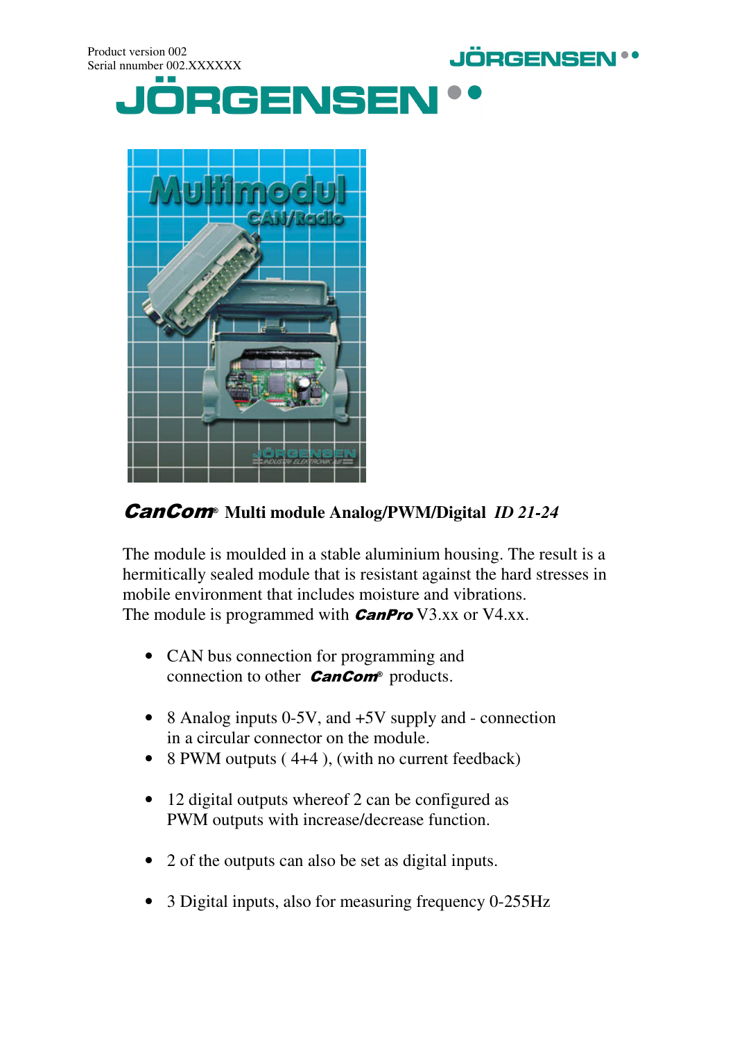Product version 002
Serial nnumber 002.XXXXXX

# JÖRGENSEN

**CanCom® Multi module Analog/PWM/Digital** ***ID 21-24***

The module is moulded in a stable aluminium housing. The result is a hermitically sealed module that is resistant against the hard stresses in mobile environment that includes moisture and vibrations.
The module is programmed with ***CanPro*** V3.xx or V4.xx.

- CAN bus connection for programming and connection to other ***CanCom®*** products.

- 8 Analog inputs 0-5V, and +5V supply and - connection in a circular connector on the module.
- 8 PWM outputs ( 4+4 ), (with no current feedback)

- 12 digital outputs whereof 2 can be configured as PWM outputs with increase/decrease function.

- 2 of the outputs can also be set as digital inputs.

- 3 Digital inputs, also for measuring frequency 0-255Hz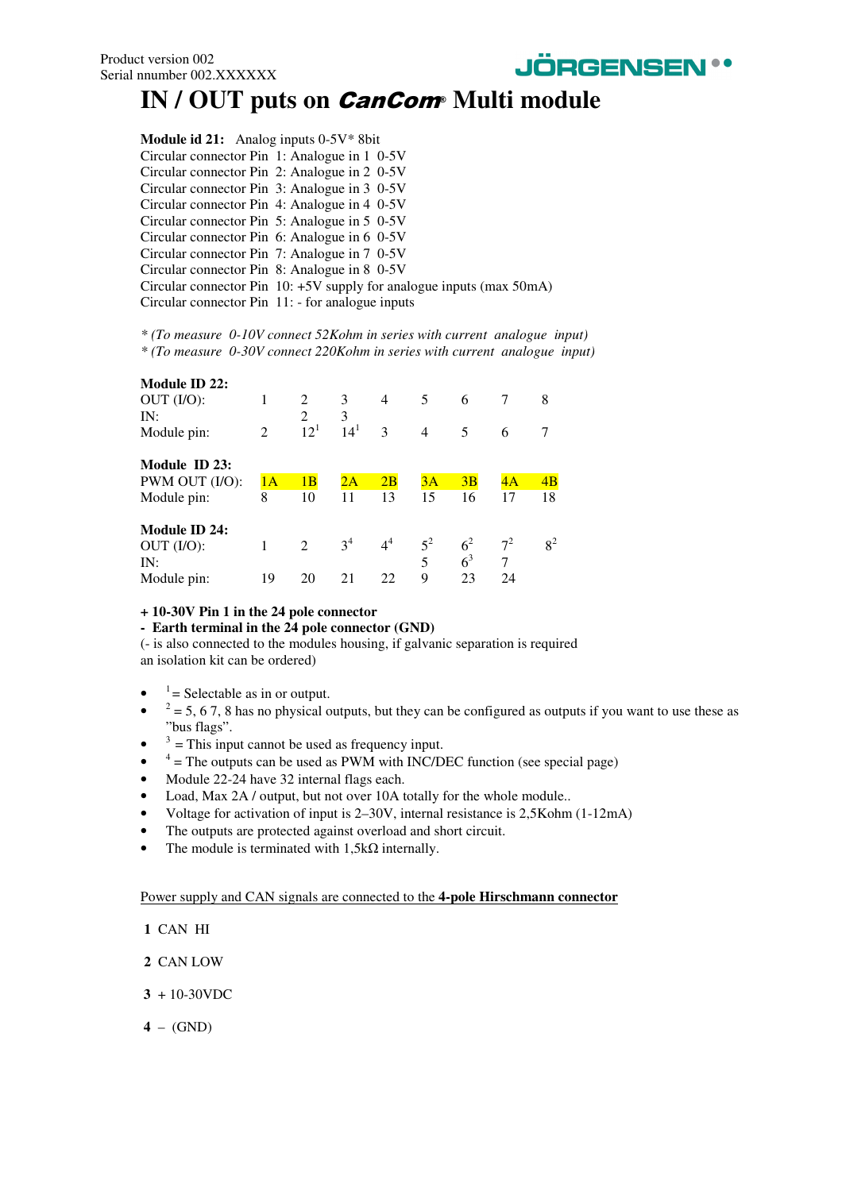# IN / OUT puts on *CanCom*® Multi module

**Module id 21:** Analog inputs 0-5V* 8bit
Circular connector Pin 1: Analogue in 1 0-5V
Circular connector Pin 2: Analogue in 2 0-5V
Circular connector Pin 3: Analogue in 3 0-5V
Circular connector Pin 4: Analogue in 4 0-5V
Circular connector Pin 5: Analogue in 5 0-5V
Circular connector Pin 6: Analogue in 6 0-5V
Circular connector Pin 7: Analogue in 7 0-5V
Circular connector Pin 8: Analogue in 8 0-5V
Circular connector Pin 10: +5V supply for analogue inputs (max 50mA)
Circular connector Pin 11: - for analogue inputs

*\* (To measure 0-10V connect 52Kohm in series with current analogue input)*
*\* (To measure 0-30V connect 220Kohm in series with current analogue input)*

**Module ID 22:**

| | | | | | | | | |
|---|---|---|---|---|---|---|---|---|
| OUT (I/O): | 1 | 2 | 3 | 4 | 5 | 6 | 7 | 8 |
| IN: | | 2 | 3 | | | | | |
| Module pin: | 2 | 12[1] | 14[1] | 3 | 4 | 5 | 6 | 7 |

**Module ID 23:**

| | | | | | | | | |
|---|---|---|---|---|---|---|---|---|
| PWM OUT (I/O): | 1A | 1B | 2A | 2B | 3A | 3B | 4A | 4B |
| Module pin: | 8 | 10 | 11 | 13 | 15 | 16 | 17 | 18 |

**Module ID 24:**

| | | | | | | | | |
|---|---|---|---|---|---|---|---|---|
| OUT (I/O): | 1 | 2 | 3[4] | 4[4] | 5[2] | 6[2] | 7[2] | 8[2] |
| IN: | | | | | 5 | 6[3] | 7 | |
| Module pin: | 19 | 20 | 21 | 22 | 9 | 23 | 24 | |

**+ 10-30V Pin 1 in the 24 pole connector**
**- Earth terminal in the 24 pole connector (GND)**
(- is also connected to the modules housing, if galvanic separation is required an isolation kit can be ordered)

- [1] = Selectable as in or output.
- [2] = 5, 6 7, 8 has no physical outputs, but they can be configured as outputs if you want to use these as "bus flags".
- [3] = This input cannot be used as frequency input.
- [4] = The outputs can be used as PWM with INC/DEC function (see special page)
- Module 22-24 have 32 internal flags each.
- Load, Max 2A / output, but not over 10A totally for the whole module..
- Voltage for activation of input is 2–30V, internal resistance is 2,5Kohm (1-12mA)
- The outputs are protected against overload and short circuit.
- The module is terminated with 1,5kΩ internally.

Power supply and CAN signals are connected to the **4-pole Hirschmann connector**

**1** CAN HI

**2** CAN LOW

**3** + 10-30VDC

**4** – (GND)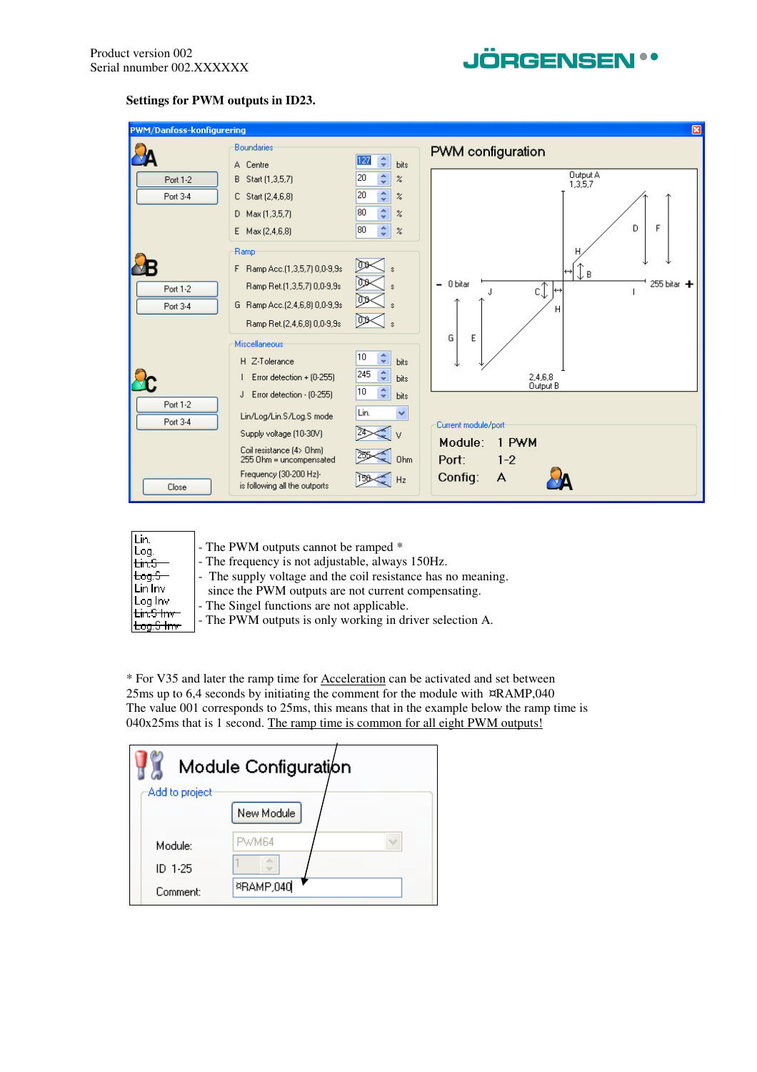**Settings for PWM outputs in ID23.**

| Lin. | - The PWM outputs cannot be ramped * |
| --- | --- |
| Log. | - The frequency is not adjustable, always 150Hz. |
| ~~Lin.S~~ | - The supply voltage and the coil resistance has no meaning. |
| ~~Log.S~~ | since the PWM outputs are not current compensating. |
| Lin Inv | - The Singel functions are not applicable. |
| Log Inv | - The PWM outputs is only working in driver selection A. |
| ~~Lin.S Inv~~ | |
| ~~Log.S Inv~~ | |

* For V35 and later the ramp time for <u>Acceleration</u> can be activated and set between 25ms up to 6,4 seconds by initiating the comment for the module with ¤RAMP,040 The value 001 corresponds to 25ms, this means that in the example below the ramp time is 040x25ms that is 1 second. <u>The ramp time is common for all eight PWM outputs!</u>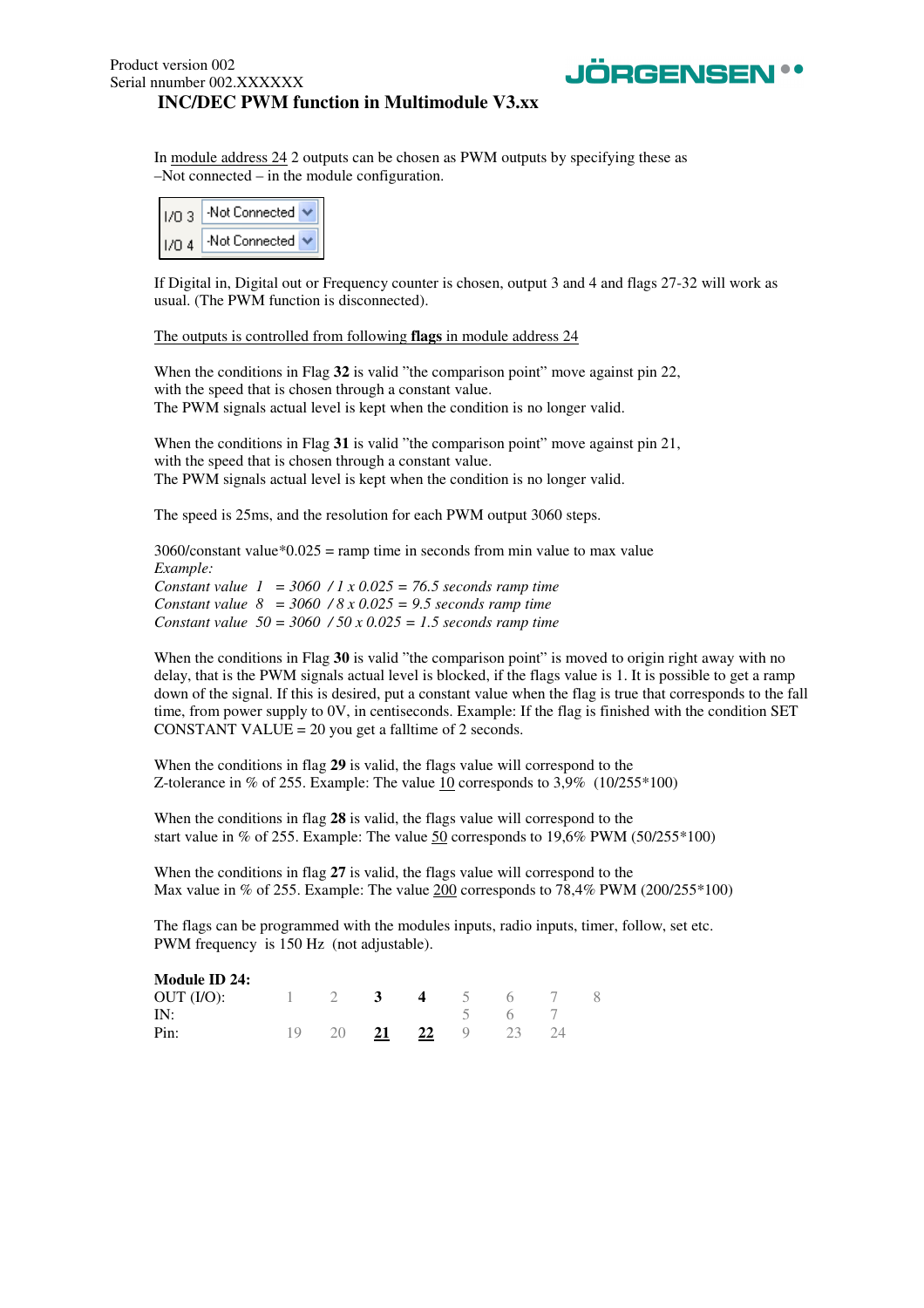Product version 002
Serial nnumber 002.XXXXXX

## INC/DEC PWM function in Multimodule V3.xx

In module address 24 2 outputs can be chosen as PWM outputs by specifying these as –Not connected – in the module configuration.

| | |
|---|---|
| I/O 3 | -Not Connected |
| I/O 4 | -Not Connected |

If Digital in, Digital out or Frequency counter is chosen, output 3 and 4 and flags 27-32 will work as usual. (The PWM function is disconnected).

The outputs is controlled from following **flags** in module address 24

When the conditions in Flag **32** is valid "the comparison point" move against pin 22, with the speed that is chosen through a constant value.
The PWM signals actual level is kept when the condition is no longer valid.

When the conditions in Flag **31** is valid "the comparison point" move against pin 21, with the speed that is chosen through a constant value.
The PWM signals actual level is kept when the condition is no longer valid.

The speed is 25ms, and the resolution for each PWM output 3060 steps.

3060/constant value*0.025 = ramp time in seconds from min value to max value
*Example:*
*Constant value 1 = 3060 / 1 x 0.025 = 76.5 seconds ramp time*
*Constant value 8 = 3060 / 8 x 0.025 = 9.5 seconds ramp time*
*Constant value 50 = 3060 / 50 x 0.025 = 1.5 seconds ramp time*

When the conditions in Flag **30** is valid "the comparison point" is moved to origin right away with no delay, that is the PWM signals actual level is blocked, if the flags value is 1. It is possible to get a ramp down of the signal. If this is desired, put a constant value when the flag is true that corresponds to the fall time, from power supply to 0V, in centiseconds. Example: If the flag is finished with the condition SET CONSTANT VALUE = 20 you get a falltime of 2 seconds.

When the conditions in flag **29** is valid, the flags value will correspond to the Z-tolerance in % of 255. Example: The value 10 corresponds to 3,9% (10/255*100)

When the conditions in flag **28** is valid, the flags value will correspond to the start value in % of 255. Example: The value 50 corresponds to 19,6% PWM (50/255*100)

When the conditions in flag **27** is valid, the flags value will correspond to the Max value in % of 255. Example: The value 200 corresponds to 78,4% PWM (200/255*100)

The flags can be programmed with the modules inputs, radio inputs, timer, follow, set etc.
PWM frequency is 150 Hz (not adjustable).

**Module ID 24:**

| | | | | | | | | |
|---|---|---|---|---|---|---|---|---|
| OUT (I/O): | 1 | 2 | **3** | **4** | 5 | 6 | 7 | 8 |
| IN: | | | | | 5 | 6 | 7 | |
| Pin: | 19 | 20 | **21** | **22** | 9 | 23 | 24 | |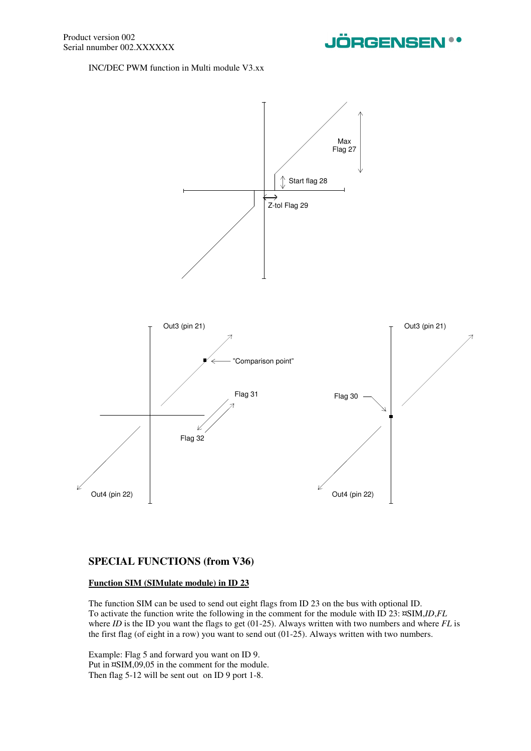INC/DEC PWM function in Multi module V3.xx

Max Flag 27

Start flag 28

Z-tol Flag 29

Out3 (pin 21)

"Comparison point"

Flag 31

Flag 32

Out4 (pin 22)

Out3 (pin 21)

Flag 30

Out4 (pin 22)

## SPECIAL FUNCTIONS (from V36)

**Function SIM (SIMulate module) in ID 23**

The function SIM can be used to send out eight flags from ID 23 on the bus with optional ID.
To activate the function write the following in the comment for the module with ID 23: ¤SIM,*ID*,*FL*
where *ID* is the ID you want the flags to get (01-25). Always written with two numbers and where *FL* is the first flag (of eight in a row) you want to send out (01-25). Always written with two numbers.

Example: Flag 5 and forward you want on ID 9.
Put in ¤SIM,09,05 in the comment for the module.
Then flag 5-12 will be sent out on ID 9 port 1-8.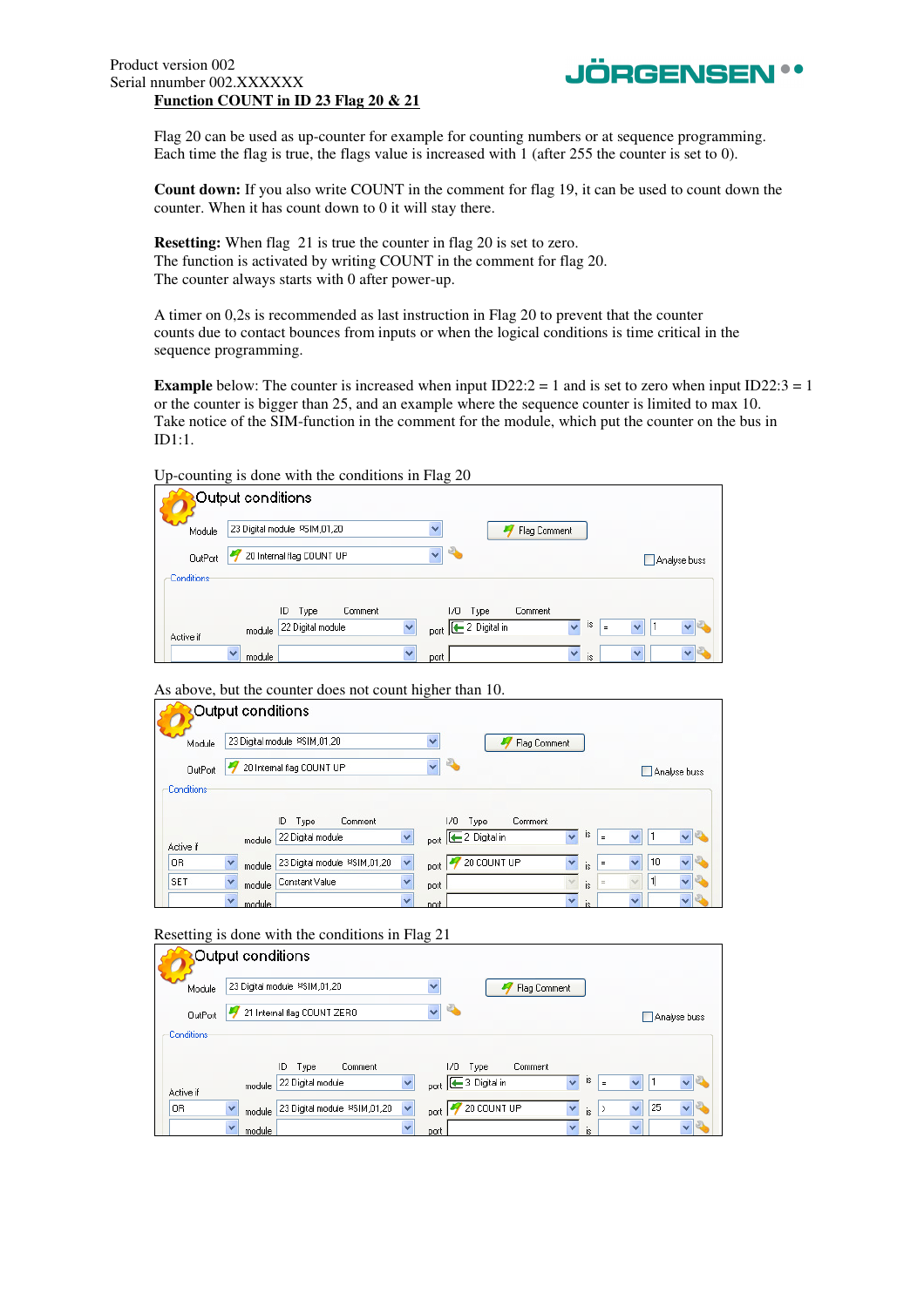**Function COUNT in ID 23 Flag 20 & 21**

Flag 20 can be used as up-counter for example for counting numbers or at sequence programming. Each time the flag is true, the flags value is increased with 1 (after 255 the counter is set to 0).

**Count down:** If you also write COUNT in the comment for flag 19, it can be used to count down the counter. When it has count down to 0 it will stay there.

**Resetting:** When flag 21 is true the counter in flag 20 is set to zero.
The function is activated by writing COUNT in the comment for flag 20.
The counter always starts with 0 after power-up.

A timer on 0,2s is recommended as last instruction in Flag 20 to prevent that the counter counts due to contact bounces from inputs or when the logical conditions is time critical in the sequence programming.

**Example** below: The counter is increased when input ID22:2 = 1 and is set to zero when input ID22:3 = 1 or the counter is bigger than 25, and an example where the sequence counter is limited to max 10. Take notice of the SIM-function in the comment for the module, which put the counter on the bus in ID1:1.

Up-counting is done with the conditions in Flag 20

**Output conditions**

Module: 23 Digital module ¤SIM,01,20
OutPort: 20 Internal flag COUNT UP

| Active if | module | port | is | |
|---|---|---|---|---|
| | 22 Digital module | 2 Digital in | = | 1 |
| | | | | |

As above, but the counter does not count higher than 10.

**Output conditions**

Module: 23 Digital module ¤SIM,01,20
OutPort: 20 Internal flag COUNT UP

| Active if | module | port | is | |
|---|---|---|---|---|
| | 22 Digital module | 2 Digital in | = | 1 |
| OR | 23 Digital module ¤SIM,01,20 | 20 COUNT UP | = | 10 |
| SET | Constant Value | | = | 1 |
| | | | | |

Resetting is done with the conditions in Flag 21

**Output conditions**

Module: 23 Digital module ¤SIM,01,20
OutPort: 21 Internal flag COUNT ZERO

| Active if | module | port | is | |
|---|---|---|---|---|
| | 22 Digital module | 3 Digital in | = | 1 |
| OR | 23 Digital module ¤SIM,01,20 | 20 COUNT UP | > | 25 |
| | | | | |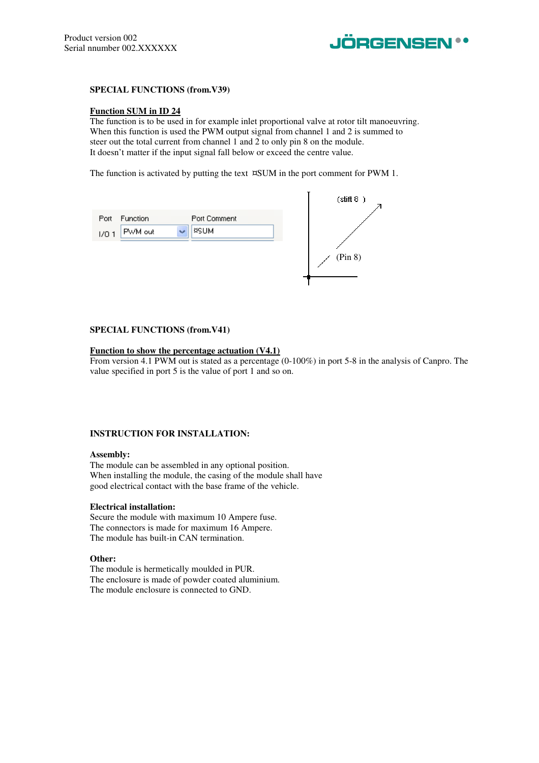**SPECIAL FUNCTIONS (from.V39)**

**Function SUM in ID 24**

The function is to be used in for example inlet proportional valve at rotor tilt manoeuvring. When this function is used the PWM output signal from channel 1 and 2 is summed to steer out the total current from channel 1 and 2 to only pin 8 on the module. It doesn't matter if the input signal fall below or exceed the centre value.

The function is activated by putting the text ¤SUM in the port comment for PWM 1.

| Port | Function | Port Comment |
|---|---|---|
| I/O 1 | PWM out | ¤SUM |

(stift 8 )

(Pin 8)

**SPECIAL FUNCTIONS (from.V41)**

**Function to show the percentage actuation (V4.1)**

From version 4.1 PWM out is stated as a percentage (0-100%) in port 5-8 in the analysis of Canpro. The value specified in port 5 is the value of port 1 and so on.

**INSTRUCTION FOR INSTALLATION:**

**Assembly:**

The module can be assembled in any optional position.
When installing the module, the casing of the module shall have good electrical contact with the base frame of the vehicle.

**Electrical installation:**

Secure the module with maximum 10 Ampere fuse.
The connectors is made for maximum 16 Ampere.
The module has built-in CAN termination.

**Other:**

The module is hermetically moulded in PUR.
The enclosure is made of powder coated aluminium.
The module enclosure is connected to GND.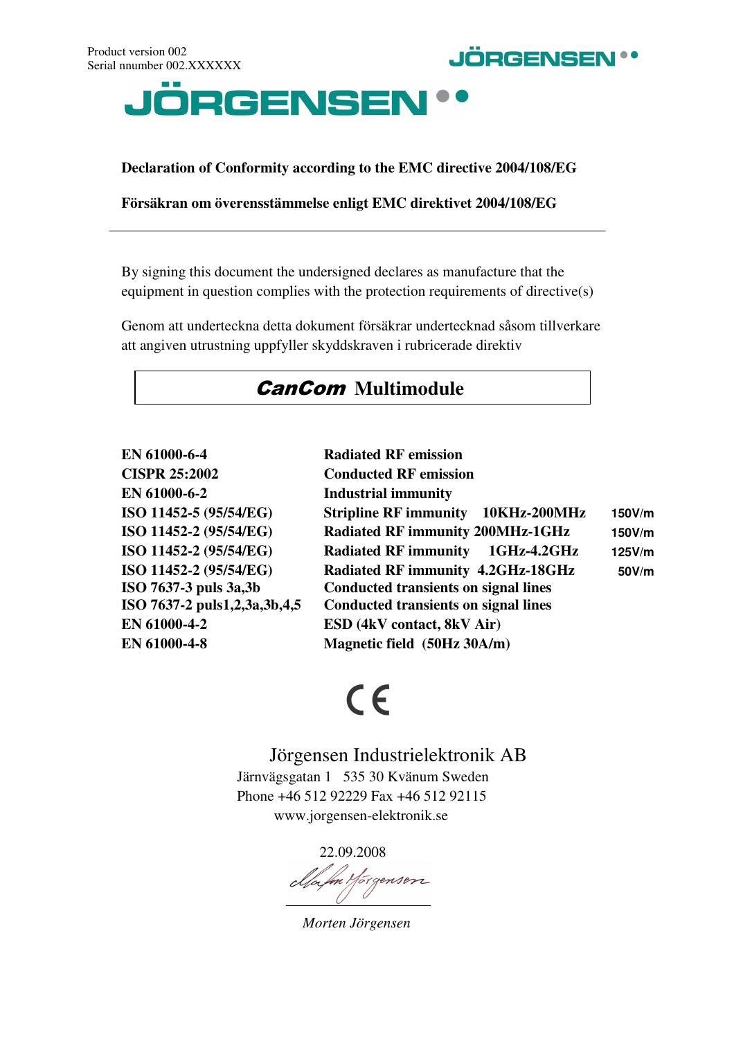Product version 002
Serial nnumber 002.XXXXXX

JÖRGENSEN

**Declaration of Conformity according to the EMC directive 2004/108/EG**

**Försäkran om överensstämmelse enligt EMC direktivet 2004/108/EG**

---

By signing this document the undersigned declares as manufacture that the equipment in question complies with the protection requirements of directive(s)

Genom att underteckna detta dokument försäkrar undertecknad såsom tillverkare att angiven utrustning uppfyller skyddskraven i rubricerade direktiv

## *CanCom* Multimodule

| | | |
|---|---|---|
| **EN 61000-6-4** | **Radiated RF emission** | |
| **CISPR 25:2002** | **Conducted RF emission** | |
| **EN 61000-6-2** | **Industrial immunity** | |
| **ISO 11452-5 (95/54/EG)** | **Stripline RF immunity 10KHz-200MHz** | **150V/m** |
| **ISO 11452-2 (95/54/EG)** | **Radiated RF immunity 200MHz-1GHz** | **150V/m** |
| **ISO 11452-2 (95/54/EG)** | **Radiated RF immunity 1GHz-4.2GHz** | **125V/m** |
| **ISO 11452-2 (95/54/EG)** | **Radiated RF immunity 4.2GHz-18GHz** | **50V/m** |
| **ISO 7637-3 puls 3a,3b** | **Conducted transients on signal lines** | |
| **ISO 7637-2 puls1,2,3a,3b,4,5** | **Conducted transients on signal lines** | |
| **EN 61000-4-2** | **ESD (4kV contact, 8kV Air)** | |
| **EN 61000-4-8** | **Magnetic field (50Hz 30A/m)** | |

CE

Jörgensen Industrielektronik AB
Järnvägsgatan 1 535 30 Kvänum Sweden
Phone +46 512 92229 Fax +46 512 92115
www.jorgensen-elektronik.se

22.09.2008

*Morten Jörgensen*